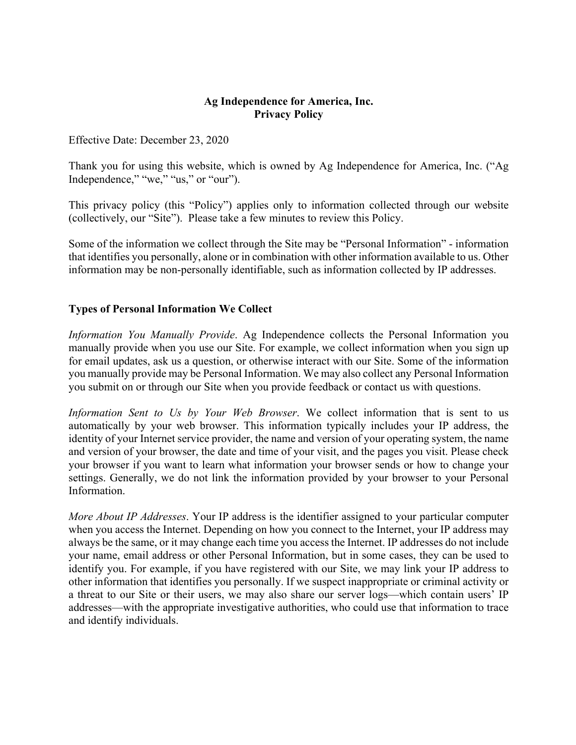# Ag Independence for America, Inc.
# Privacy Policy

Effective Date: December 23, 2020

Thank you for using this website, which is owned by Ag Independence for America, Inc. ("Ag Independence," "we," "us," or "our").

This privacy policy (this "Policy") applies only to information collected through our website (collectively, our "Site"). Please take a few minutes to review this Policy.

Some of the information we collect through the Site may be "Personal Information" - information that identifies you personally, alone or in combination with other information available to us. Other information may be non-personally identifiable, such as information collected by IP addresses.

## Types of Personal Information We Collect

*Information You Manually Provide*. Ag Independence collects the Personal Information you manually provide when you use our Site. For example, we collect information when you sign up for email updates, ask us a question, or otherwise interact with our Site. Some of the information you manually provide may be Personal Information. We may also collect any Personal Information you submit on or through our Site when you provide feedback or contact us with questions.

*Information Sent to Us by Your Web Browser*. We collect information that is sent to us automatically by your web browser. This information typically includes your IP address, the identity of your Internet service provider, the name and version of your operating system, the name and version of your browser, the date and time of your visit, and the pages you visit. Please check your browser if you want to learn what information your browser sends or how to change your settings. Generally, we do not link the information provided by your browser to your Personal Information.

*More About IP Addresses*. Your IP address is the identifier assigned to your particular computer when you access the Internet. Depending on how you connect to the Internet, your IP address may always be the same, or it may change each time you access the Internet. IP addresses do not include your name, email address or other Personal Information, but in some cases, they can be used to identify you. For example, if you have registered with our Site, we may link your IP address to other information that identifies you personally. If we suspect inappropriate or criminal activity or a threat to our Site or their users, we may also share our server logs—which contain users' IP addresses—with the appropriate investigative authorities, who could use that information to trace and identify individuals.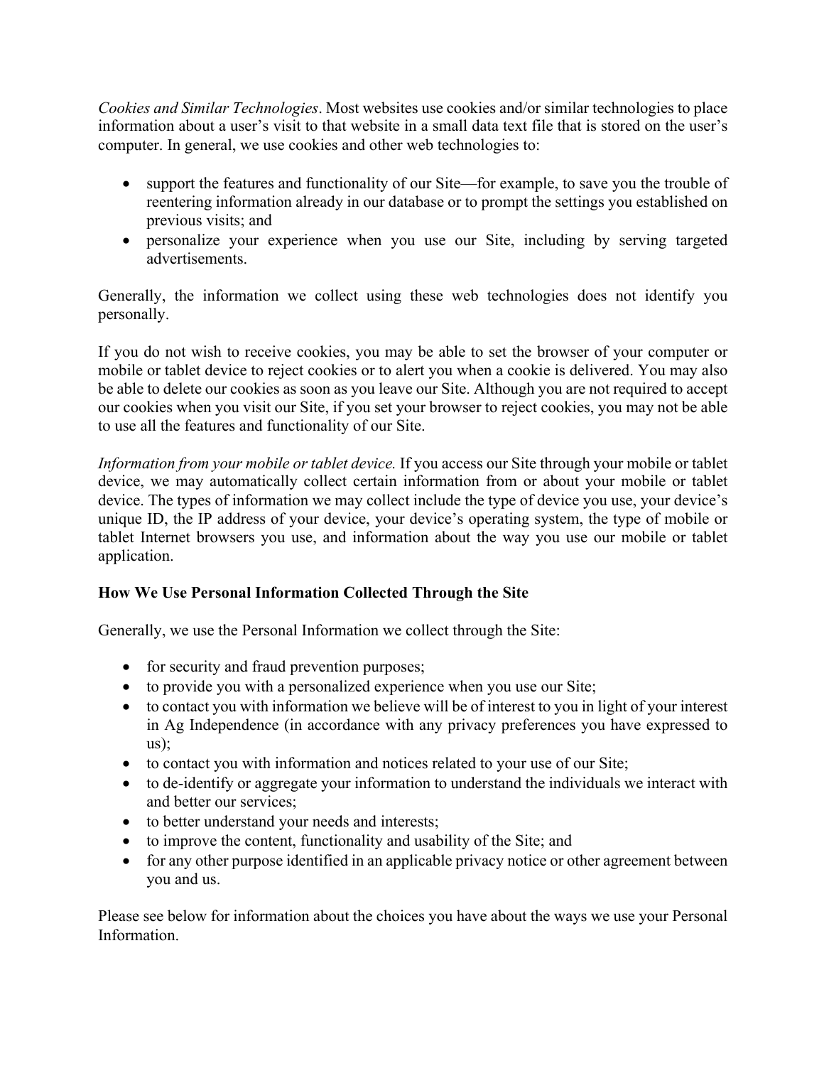*Cookies and Similar Technologies*. Most websites use cookies and/or similar technologies to place information about a user's visit to that website in a small data text file that is stored on the user's computer. In general, we use cookies and other web technologies to:

- support the features and functionality of our Site—for example, to save you the trouble of reentering information already in our database or to prompt the settings you established on previous visits; and
- personalize your experience when you use our Site, including by serving targeted advertisements.

Generally, the information we collect using these web technologies does not identify you personally.

If you do not wish to receive cookies, you may be able to set the browser of your computer or mobile or tablet device to reject cookies or to alert you when a cookie is delivered. You may also be able to delete our cookies as soon as you leave our Site. Although you are not required to accept our cookies when you visit our Site, if you set your browser to reject cookies, you may not be able to use all the features and functionality of our Site.

*Information from your mobile or tablet device.* If you access our Site through your mobile or tablet device, we may automatically collect certain information from or about your mobile or tablet device. The types of information we may collect include the type of device you use, your device's unique ID, the IP address of your device, your device's operating system, the type of mobile or tablet Internet browsers you use, and information about the way you use our mobile or tablet application.

**How We Use Personal Information Collected Through the Site**

Generally, we use the Personal Information we collect through the Site:

- for security and fraud prevention purposes;
- to provide you with a personalized experience when you use our Site;
- to contact you with information we believe will be of interest to you in light of your interest in Ag Independence (in accordance with any privacy preferences you have expressed to us);
- to contact you with information and notices related to your use of our Site;
- to de-identify or aggregate your information to understand the individuals we interact with and better our services;
- to better understand your needs and interests;
- to improve the content, functionality and usability of the Site; and
- for any other purpose identified in an applicable privacy notice or other agreement between you and us.

Please see below for information about the choices you have about the ways we use your Personal Information.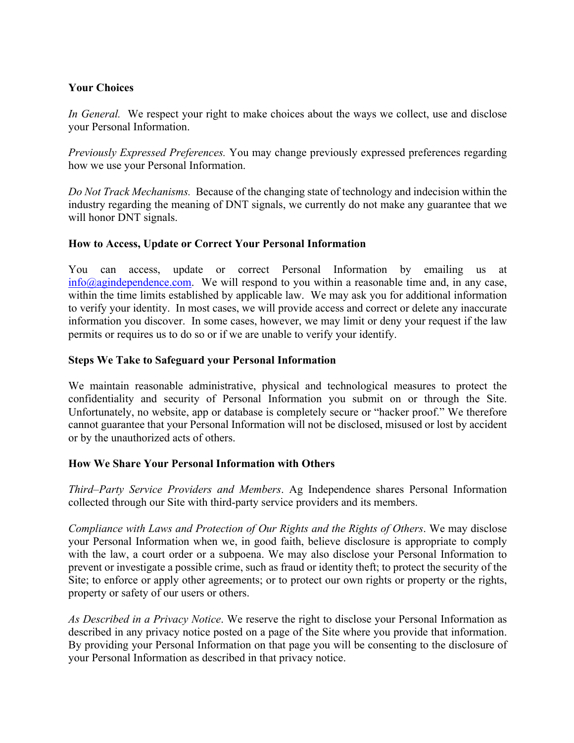**Your Choices**

*In General.* We respect your right to make choices about the ways we collect, use and disclose your Personal Information.

*Previously Expressed Preferences.* You may change previously expressed preferences regarding how we use your Personal Information.

*Do Not Track Mechanisms.* Because of the changing state of technology and indecision within the industry regarding the meaning of DNT signals, we currently do not make any guarantee that we will honor DNT signals.

**How to Access, Update or Correct Your Personal Information**

You can access, update or correct Personal Information by emailing us at info@agindependence.com. We will respond to you within a reasonable time and, in any case, within the time limits established by applicable law. We may ask you for additional information to verify your identity. In most cases, we will provide access and correct or delete any inaccurate information you discover. In some cases, however, we may limit or deny your request if the law permits or requires us to do so or if we are unable to verify your identify.

**Steps We Take to Safeguard your Personal Information**

We maintain reasonable administrative, physical and technological measures to protect the confidentiality and security of Personal Information you submit on or through the Site. Unfortunately, no website, app or database is completely secure or "hacker proof." We therefore cannot guarantee that your Personal Information will not be disclosed, misused or lost by accident or by the unauthorized acts of others.

**How We Share Your Personal Information with Others**

*Third–Party Service Providers and Members*. Ag Independence shares Personal Information collected through our Site with third-party service providers and its members.

*Compliance with Laws and Protection of Our Rights and the Rights of Others*. We may disclose your Personal Information when we, in good faith, believe disclosure is appropriate to comply with the law, a court order or a subpoena. We may also disclose your Personal Information to prevent or investigate a possible crime, such as fraud or identity theft; to protect the security of the Site; to enforce or apply other agreements; or to protect our own rights or property or the rights, property or safety of our users or others.

*As Described in a Privacy Notice*. We reserve the right to disclose your Personal Information as described in any privacy notice posted on a page of the Site where you provide that information. By providing your Personal Information on that page you will be consenting to the disclosure of your Personal Information as described in that privacy notice.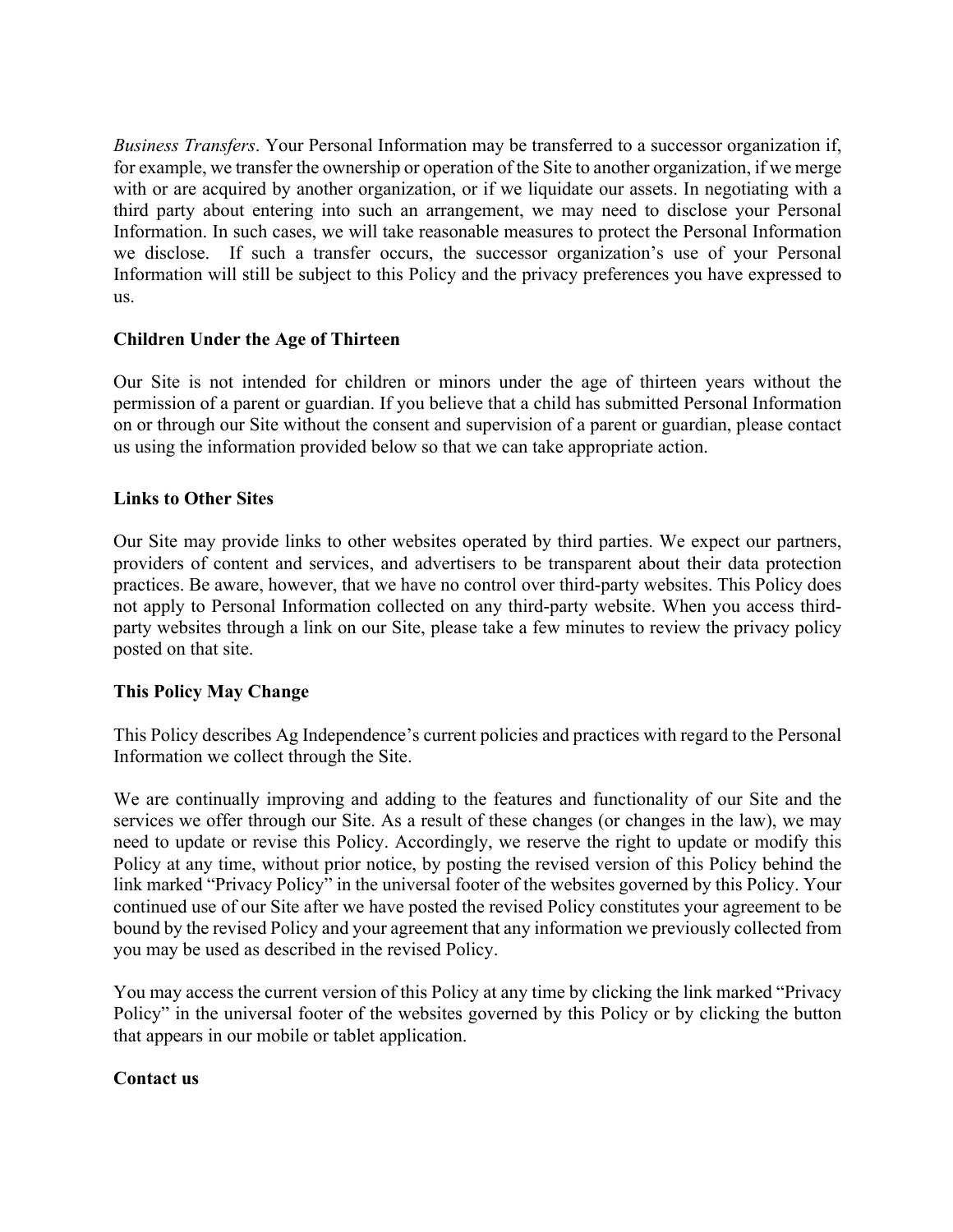*Business Transfers*. Your Personal Information may be transferred to a successor organization if, for example, we transfer the ownership or operation of the Site to another organization, if we merge with or are acquired by another organization, or if we liquidate our assets. In negotiating with a third party about entering into such an arrangement, we may need to disclose your Personal Information. In such cases, we will take reasonable measures to protect the Personal Information we disclose. If such a transfer occurs, the successor organization's use of your Personal Information will still be subject to this Policy and the privacy preferences you have expressed to us.

**Children Under the Age of Thirteen**

Our Site is not intended for children or minors under the age of thirteen years without the permission of a parent or guardian. If you believe that a child has submitted Personal Information on or through our Site without the consent and supervision of a parent or guardian, please contact us using the information provided below so that we can take appropriate action.

**Links to Other Sites**

Our Site may provide links to other websites operated by third parties. We expect our partners, providers of content and services, and advertisers to be transparent about their data protection practices. Be aware, however, that we have no control over third-party websites. This Policy does not apply to Personal Information collected on any third-party website. When you access third-party websites through a link on our Site, please take a few minutes to review the privacy policy posted on that site.

**This Policy May Change**

This Policy describes Ag Independence's current policies and practices with regard to the Personal Information we collect through the Site.

We are continually improving and adding to the features and functionality of our Site and the services we offer through our Site. As a result of these changes (or changes in the law), we may need to update or revise this Policy. Accordingly, we reserve the right to update or modify this Policy at any time, without prior notice, by posting the revised version of this Policy behind the link marked "Privacy Policy" in the universal footer of the websites governed by this Policy. Your continued use of our Site after we have posted the revised Policy constitutes your agreement to be bound by the revised Policy and your agreement that any information we previously collected from you may be used as described in the revised Policy.

You may access the current version of this Policy at any time by clicking the link marked "Privacy Policy" in the universal footer of the websites governed by this Policy or by clicking the button that appears in our mobile or tablet application.

**Contact us**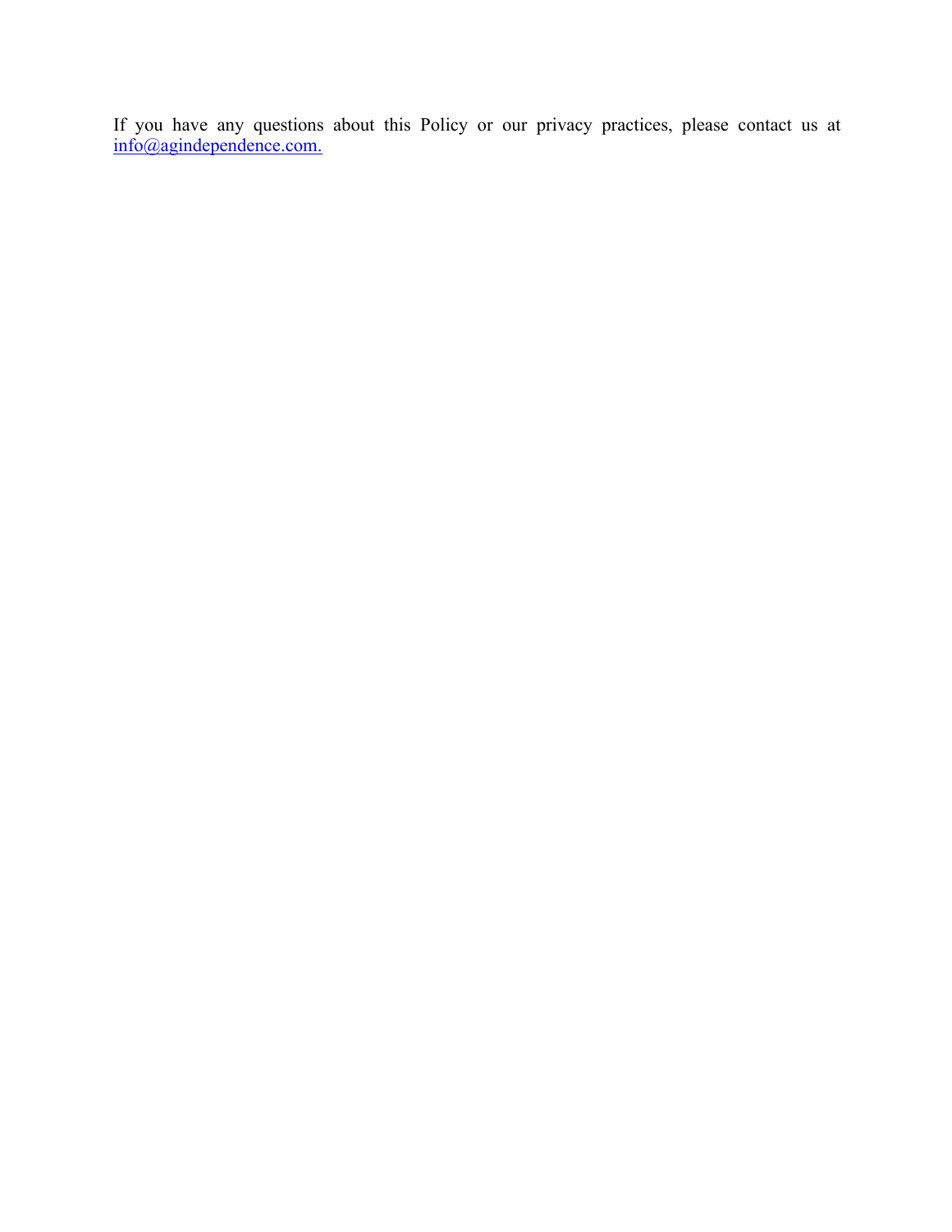If you have any questions about this Policy or our privacy practices, please contact us at info@agindependence.com.